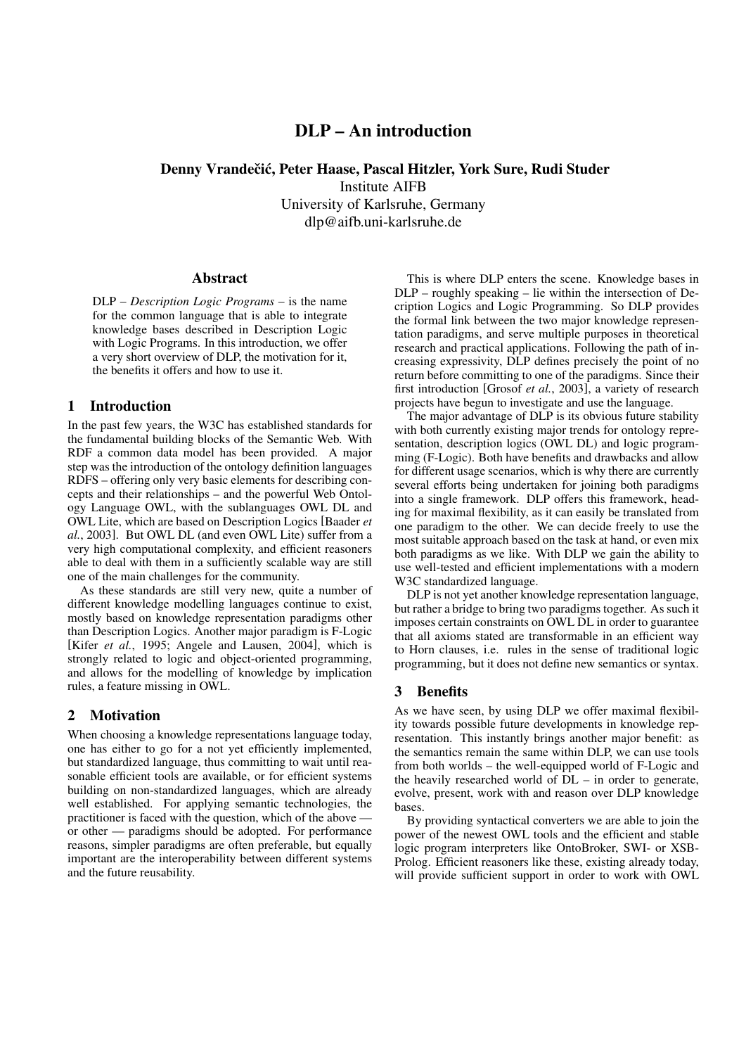# DLP – An introduction

**Denny Vrandečić, Peter Haase, Pascal Hitzler, York Sure, Rudi Studer**
Institute AIFB
University of Karlsruhe, Germany
dlp@aifb.uni-karlsruhe.de

## Abstract

DLP – *Description Logic Programs* – is the name for the common language that is able to integrate knowledge bases described in Description Logic with Logic Programs. In this introduction, we offer a very short overview of DLP, the motivation for it, the benefits it offers and how to use it.

## 1 Introduction

In the past few years, the W3C has established standards for the fundamental building blocks of the Semantic Web. With RDF a common data model has been provided. A major step was the introduction of the ontology definition languages RDFS – offering only very basic elements for describing concepts and their relationships – and the powerful Web Ontology Language OWL, with the sublanguages OWL DL and OWL Lite, which are based on Description Logics [Baader *et al.*, 2003]. But OWL DL (and even OWL Lite) suffer from a very high computational complexity, and efficient reasoners able to deal with them in a sufficiently scalable way are still one of the main challenges for the community.

As these standards are still very new, quite a number of different knowledge modelling languages continue to exist, mostly based on knowledge representation paradigms other than Description Logics. Another major paradigm is F-Logic [Kifer *et al.*, 1995; Angele and Lausen, 2004], which is strongly related to logic and object-oriented programming, and allows for the modelling of knowledge by implication rules, a feature missing in OWL.

## 2 Motivation

When choosing a knowledge representations language today, one has either to go for a not yet efficiently implemented, but standardized language, thus committing to wait until reasonable efficient tools are available, or for efficient systems building on non-standardized languages, which are already well established. For applying semantic technologies, the practitioner is faced with the question, which of the above — or other — paradigms should be adopted. For performance reasons, simpler paradigms are often preferable, but equally important are the interoperability between different systems and the future reusability.

This is where DLP enters the scene. Knowledge bases in DLP – roughly speaking – lie within the intersection of Decription Logics and Logic Programming. So DLP provides the formal link between the two major knowledge representation paradigms, and serve multiple purposes in theoretical research and practical applications. Following the path of increasing expressivity, DLP defines precisely the point of no return before committing to one of the paradigms. Since their first introduction [Grosof *et al.*, 2003], a variety of research projects have begun to investigate and use the language.

The major advantage of DLP is its obvious future stability with both currently existing major trends for ontology representation, description logics (OWL DL) and logic programming (F-Logic). Both have benefits and drawbacks and allow for different usage scenarios, which is why there are currently several efforts being undertaken for joining both paradigms into a single framework. DLP offers this framework, heading for maximal flexibility, as it can easily be translated from one paradigm to the other. We can decide freely to use the most suitable approach based on the task at hand, or even mix both paradigms as we like. With DLP we gain the ability to use well-tested and efficient implementations with a modern W3C standardized language.

DLP is not yet another knowledge representation language, but rather a bridge to bring two paradigms together. As such it imposes certain constraints on OWL DL in order to guarantee that all axioms stated are transformable in an efficient way to Horn clauses, i.e. rules in the sense of traditional logic programming, but it does not define new semantics or syntax.

## 3 Benefits

As we have seen, by using DLP we offer maximal flexibility towards possible future developments in knowledge representation. This instantly brings another major benefit: as the semantics remain the same within DLP, we can use tools from both worlds – the well-equipped world of F-Logic and the heavily researched world of DL – in order to generate, evolve, present, work with and reason over DLP knowledge bases.

By providing syntactical converters we are able to join the power of the newest OWL tools and the efficient and stable logic program interpreters like OntoBroker, SWI- or XSB-Prolog. Efficient reasoners like these, existing already today, will provide sufficient support in order to work with OWL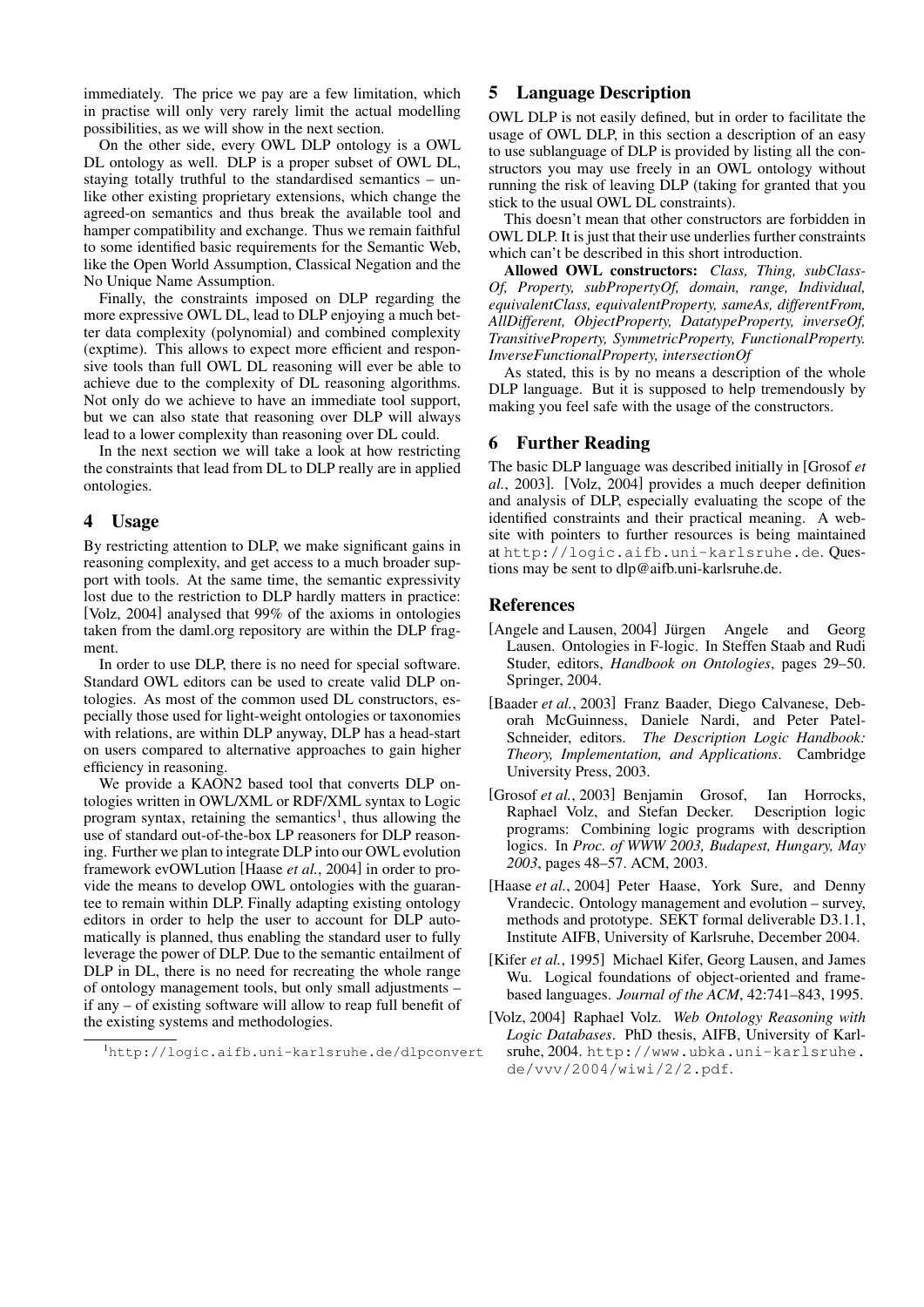immediately. The price we pay are a few limitation, which in practise will only very rarely limit the actual modelling possibilities, as we will show in the next section.

On the other side, every OWL DLP ontology is a OWL DL ontology as well. DLP is a proper subset of OWL DL, staying totally truthful to the standardised semantics – unlike other existing proprietary extensions, which change the agreed-on semantics and thus break the available tool and hamper compatibility and exchange. Thus we remain faithful to some identified basic requirements for the Semantic Web, like the Open World Assumption, Classical Negation and the No Unique Name Assumption.

Finally, the constraints imposed on DLP regarding the more expressive OWL DL, lead to DLP enjoying a much better data complexity (polynomial) and combined complexity (exptime). This allows to expect more efficient and responsive tools than full OWL DL reasoning will ever be able to achieve due to the complexity of DL reasoning algorithms. Not only do we achieve to have an immediate tool support, but we can also state that reasoning over DLP will always lead to a lower complexity than reasoning over DL could.

In the next section we will take a look at how restricting the constraints that lead from DL to DLP really are in applied ontologies.

## 4 Usage

By restricting attention to DLP, we make significant gains in reasoning complexity, and get access to a much broader support with tools. At the same time, the semantic expressivity lost due to the restriction to DLP hardly matters in practice: [Volz, 2004] analysed that 99% of the axioms in ontologies taken from the daml.org repository are within the DLP fragment.

In order to use DLP, there is no need for special software. Standard OWL editors can be used to create valid DLP ontologies. As most of the common used DL constructors, especially those used for light-weight ontologies or taxonomies with relations, are within DLP anyway, DLP has a head-start on users compared to alternative approaches to gain higher efficiency in reasoning.

We provide a KAON2 based tool that converts DLP ontologies written in OWL/XML or RDF/XML syntax to Logic program syntax, retaining the semantics[1], thus allowing the use of standard out-of-the-box LP reasoners for DLP reasoning. Further we plan to integrate DLP into our OWL evolution framework evOWLution [Haase *et al.*, 2004] in order to provide the means to develop OWL ontologies with the guarantee to remain within DLP. Finally adapting existing ontology editors in order to help the user to account for DLP automatically is planned, thus enabling the standard user to fully leverage the power of DLP. Due to the semantic entailment of DLP in DL, there is no need for recreating the whole range of ontology management tools, but only small adjustments – if any – of existing software will allow to reap full benefit of the existing systems and methodologies.

[1] http://logic.aifb.uni-karlsruhe.de/dlpconvert

## 5 Language Description

OWL DLP is not easily defined, but in order to facilitate the usage of OWL DLP, in this section a description of an easy to use sublanguage of DLP is provided by listing all the constructors you may use freely in an OWL ontology without running the risk of leaving DLP (taking for granted that you stick to the usual OWL DL constraints).

This doesn't mean that other constructors are forbidden in OWL DLP. It is just that their use underlies further constraints which can't be described in this short introduction.

**Allowed OWL constructors:** *Class, Thing, subClassOf, Property, subPropertyOf, domain, range, Individual, equivalentClass, equivalentProperty, sameAs, differentFrom, AllDifferent, ObjectProperty, DatatypeProperty, inverseOf, TransitiveProperty, SymmetricProperty, FunctionalProperty. InverseFunctionalProperty, intersectionOf*

As stated, this is by no means a description of the whole DLP language. But it is supposed to help tremendously by making you feel safe with the usage of the constructors.

## 6 Further Reading

The basic DLP language was described initially in [Grosof *et al.*, 2003]. [Volz, 2004] provides a much deeper definition and analysis of DLP, especially evaluating the scope of the identified constraints and their practical meaning. A website with pointers to further resources is being maintained at http://logic.aifb.uni-karlsruhe.de. Questions may be sent to dlp@aifb.uni-karlsruhe.de.

## References

[Angele and Lausen, 2004] Jürgen Angele and Georg Lausen. Ontologies in F-logic. In Steffen Staab and Rudi Studer, editors, *Handbook on Ontologies*, pages 29–50. Springer, 2004.

[Baader *et al.*, 2003] Franz Baader, Diego Calvanese, Deborah McGuinness, Daniele Nardi, and Peter Patel-Schneider, editors. *The Description Logic Handbook: Theory, Implementation, and Applications*. Cambridge University Press, 2003.

[Grosof *et al.*, 2003] Benjamin Grosof, Ian Horrocks, Raphael Volz, and Stefan Decker. Description logic programs: Combining logic programs with description logics. In *Proc. of WWW 2003, Budapest, Hungary, May 2003*, pages 48–57. ACM, 2003.

[Haase *et al.*, 2004] Peter Haase, York Sure, and Denny Vrandecic. Ontology management and evolution – survey, methods and prototype. SEKT formal deliverable D3.1.1, Institute AIFB, University of Karlsruhe, December 2004.

[Kifer *et al.*, 1995] Michael Kifer, Georg Lausen, and James Wu. Logical foundations of object-oriented and frame-based languages. *Journal of the ACM*, 42:741–843, 1995.

[Volz, 2004] Raphael Volz. *Web Ontology Reasoning with Logic Databases*. PhD thesis, AIFB, University of Karlsruhe, 2004. http://www.ubka.uni-karlsruhe.de/vvv/2004/wiwi/2/2.pdf.